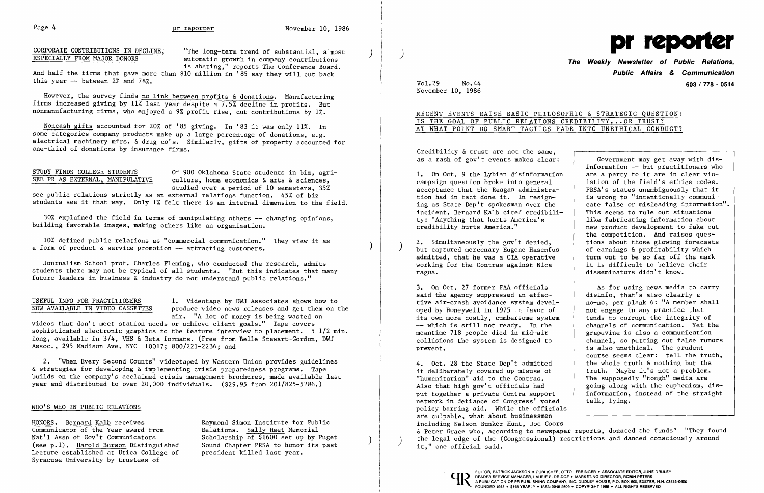CORPORATE CONTRIBUTIONS IN DECLINE, ESPECIALLY FROM MAJOR DONORS

"The long-term trend of substantial, almost automatic growth in company contributions is abating," reports The Conference Board. And half the firms that gave more than $10 million in '85 say they will cut back this year -- between 2% and 78%.

However, the survey finds no link between profits & donations. Manufacturing firms increased giving by 11% last year despite a 7.5% decline in profits. But nonmanufacturing firms, who enjoyed a 9% profit rise, cut contributions by 1%.

Noncash gifts accounted for 20% of '85 giving. In '83 it was only 11%. In some categories company products make up a large percentage of donations, e.g. electrical machinery mfrs. & drug co's. Similarly, gifts of property accounted for one-third of donations by insurance firms.

STUDY FINDS COLLEGE STUDENTS SEE PR AS EXTERNAL, MANIPULATIVE

Of 900 Oklahoma State students in biz, agriculture, home economics & arts & sciences, studied over a period of 10 semesters, 35% see public relations strictly as an external relations function. 45% of biz students see it that way. Only 1% felt there is an internal dimension to the field.

30% explained the field in terms of manipulating others -- changing opinions, building favorable images, making others like an organization.

10% defined public relations as "commercial communication." They view it as a form of product & service promotion -- attracting customers.

Journalism School prof. Charles Fleming, who conducted the research, admits students there may not be typical of all students. "But this indicates that many future leaders in business & industry do not understand public relations."

USEFUL INFO FOR PRACTITIONERS NOW AVAILABLE IN VIDEO CASSETTES

1. Videotape by DWJ Associates shows how to produce video news releases and get them on the air. "A lot of money is being wasted on videos that don't meet station needs or achieve client goals." Tape covers sophisticated electronic graphics to the feature interview to placement. 5 1/2 min. long, available in 3/4, VHS & Beta formats. (Free from Belle Stewart-Gordon, DWJ Assoc., 295 Madison Ave. NYC 10017; 800/221-2236; and

2. "When Every Second Counts" videotaped by Western Union provides guidelines & strategies for developing & implementing crisis preparedness programs. Tape builds on the company's acclaimed crisis management brochures, made available last year and distributed to over 20,000 individuals. ($29.95 from 201/825-5286.)

WHO'S WHO IN PUBLIC RELATIONS

HONORS. Bernard Kalb receives Communicator of the Year award from Nat'l Assn of Gov't Communicators (see p.1). Harold Burson Distinguished Lecture established at Utica College of Syracuse University by trustees of Raymond Simon Institute for Public Relations. Sally Heet Memorial Scholarship of $1600 set up by Puget Sound Chapter PRSA to honor its past president killed last year.

# pr reporter

**The Weekly Newsletter of Public Relations, Public Affairs & Communication**

603 / 778 - 0514

Vol.29 No.44
November 10, 1986

## RECENT EVENTS RAISE BASIC PHILOSOPHIC & STRATEGIC QUESTION: IS THE GOAL OF PUBLIC RELATIONS CREDIBILITY...OR TRUST? AT WHAT POINT DO SMART TACTICS FADE INTO UNETHICAL CONDUCT?

Credibility & trust are not the same, as a rash of gov't events makes clear:

1. On Oct. 9 the Lybian disinformation campaign question broke into general acceptance that the Reagan administration had in fact done it. In resigning as State Dep't spokesman over the incident, Bernard Kalb cited credibility: "Anything that hurts America's credibility hurts America."

2. Simultaneously the gov't denied, but captured mercenary Eugene Hasenfus admitted, that he was a CIA operative working for the Contras against Nicaragua.

3. On Oct. 27 former FAA officials said the agency suppressed an effective air-crash avoidance system developed by Honeywell in 1975 in favor of its own more costly, cumbersome system -- which is still not ready. In the meantime 718 people died in mid-air collisions the system is designed to prevent.

4. Oct. 28 the State Dep't admitted it deliberately covered up misuse of "humanitarian" aid to the Contras. Also that high gov't officials had put together a private Contra support network in defiance of Congress' voted policy barring aid. While the officials are culpable, what about businessmen including Nelson Bunker Hunt, Joe Coors & Peter Grace who, according to newspaper reports, donated the funds? "They found the legal edge of the (Congressional) restrictions and danced consciously around it," one official said.

Government may get away with disinformation -- but practitioners who are a party to it are in clear violation of the field's ethics codes. PRSA's states unambiguously that it is wrong to "intentionally communicate false or misleading information". This seems to rule out situations like fabricating information about new product development to fake out the competition. And raises questions about those glowing forecasts of earnings & profitability which turn out to be so far off the mark it is difficult to believe their disseminators didn't know.

As for using news media to carry disinfo, that's also clearly a no-no, per plank 6: "A member shall not engage in any practice that tends to corrupt the integrity of channels of communication. Yet the grapevine is also a communication channel, so putting out false rumors is also unethical. The prudent course seems clear: tell the truth, the whole truth & nothing but the truth. Maybe it's not a problem. The supposedly "tough" media are going along with the euphemism, disinformation, instead of the straight talk, lying.

EDITOR, PATRICK JACKSON • PUBLISHER, OTTO LERBINGER • ASSOCIATE EDITOR, JUNE DRULEY • READER SERVICE MANAGER, LAURIE ELDRIDGE • MARKETING DIRECTOR, ROBIN PETERS • A PUBLICATION OF PR PUBLISHING COMPANY, INC. DUDLEY HOUSE, P.O. BOX 600, EXETER, N.H. 03833-0600 • FOUNDED 1958 • $145 YEARLY • ISSN 0048-2609 • COPYRIGHT 1986 • ALL RIGHTS RESERVED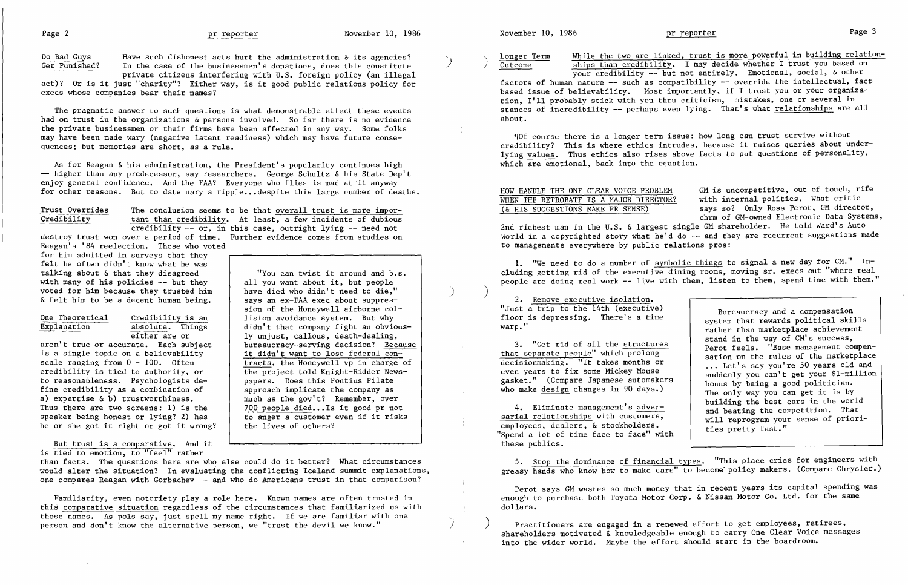**Do Bad Guys Get Punished?** Have such dishonest acts hurt the administration & its agencies? In the case of the businessmen's donations, does this constitute private citizens interfering with U.S. foreign policy (an illegal act)? Or is it just "charity"? Either way, is it good public relations policy for execs whose companies bear their names?

The pragmatic answer to such questions is what demonstrable effect these events had on trust in the organizations & persons involved. So far there is no evidence the private businessmen or their firms have been affected in any way. Some folks may have been made wary (negative latent readiness) which may have future consequences; but memories are short, as a rule.

As for Reagan & his administration, the President's popularity continues high -- higher than any predecessor, say researchers. George Schultz & his State Dep't enjoy general confidence. And the FAA? Everyone who flies is mad at it anyway for other reasons. But to date nary a ripple...despite this large number of deaths.

**Trust Overrides Credibility** The conclusion seems to be that overall trust is more important than credibility. At least, a few incidents of dubious credibility -- or, in this case, outright lying -- need not destroy trust won over a period of time. Further evidence comes from studies on Reagan's '84 reelection. Those who voted for him admitted in surveys that they felt he often didn't know what he was talking about & that they disagreed with many of his policies -- but they voted for him because they trusted him & felt him to be a decent human being.

> "You can twist it around and b.s. all you want about it, but people have died who didn't need to die," says an ex-FAA exec about suppression of the Honeywell airborne collision avoidance system. But why didn't that company fight an obviously unjust, callous, death-dealing, bureaucracy-serving decision? Because it didn't want to lose federal contracts, the Honeywell vp in charge of the project told Knight-Ridder Newspapers. Does this Pontius Pilate approach implicate the company as much as the gov't? Remember, over 700 people died...Is it good pr not to anger a customer even if it risks the lives of others?

**One Theoretical Explanation** Credibility is an absolute. Things either are or aren't true or accurate. Each subject is a single topic on a believability scale ranging from 0 - 100. Often credibility is tied to authority, or to reasonableness. Psychologists define credibility as a combination of a) expertise & b) trustworthiness. Thus there are two screens: 1) is the speaker being honest or lying? 2) has he or she got it right or got it wrong?

But trust is a comparative. And it is tied to emotion, to "feel" rather than facts. The questions here are who else could do it better? What circumstances would alter the situation? In evaluating the conflicting Iceland summit explanations, one compares Reagan with Gorbachev -- and who do Americans trust in that comparison?

Familiarity, even notoriety play a role here. Known names are often trusted in this comparative situation regardless of the circumstances that familiarized us with those names. As pols say, just spell my name right. If we are familiar with one person and don't know the alternative person, we "trust the devil we know."

**Longer Term Outcome** While the two are linked, trust is more powerful in building relationships than credibility. I may decide whether I trust you based on your credibility -- but not entirely. Emotional, social, & other factors of human nature -- such as compatibility -- override the intellectual, fact-based issue of believability. Most importantly, if I trust you or your organization, I'll probably stick with you thru criticism, mistakes, one or several instances of incredibility -- perhaps even lying. That's what relationships are all about.

¶Of course there is a longer term issue: how long can trust survive without credibility? This is where ethics intrudes, because it raises queries about underlying values. Thus ethics also rises above facts to put questions of personality, which are emotional, back into the equation.

## HOW HANDLE THE ONE CLEAR VOICE PROBLEM WHEN THE RETROBATE IS A MAJOR DIRECTOR? (& HIS SUGGESTIONS MAKE PR SENSE)

GM is uncompetitive, out of touch, rife with internal politics. What critic says so? Only Ross Perot, GM director, chrm of GM-owned Electronic Data Systems, 2nd richest man in the U.S. & largest single GM shareholder. He told Ward's Auto World in a copyrighted story what he'd do -- and they are recurrent suggestions made to managements everywhere by public relations pros:

1. "We need to do a number of symbolic things to signal a new day for GM." Including getting rid of the executive dining rooms, moving sr. execs out "where real people are doing real work -- live with them, listen to them, spend time with them."

2. Remove executive isolation. "Just a trip to the 14th (executive) floor is depressing. There's a time warp."

3. "Get rid of all the structures that separate people" which prolong decisionmaking. "It takes months or even years to fix some Mickey Mouse gasket." (Compare Japanese automakers who make design changes in 90 days.)

4. Eliminate management's adversarial relationships with customers, employees, dealers, & stockholders. "Spend a lot of time face to face" with these publics.

> Bureaucracy and a compensation system that rewards political skills rather than marketplace achievement stand in the way of GM's success, Perot feels. "Base management compensation on the rules of the marketplace ... Let's say you're 50 years old and suddenly you can't get your $1-million bonus by being a good politician. The only way you can get it is by building the best cars in the world and beating the competition. That will reprogram your sense of priorities pretty fast."

5. Stop the dominance of financial types. "This place cries for engineers with greasy hands who know how to make cars" to become policy makers. (Compare Chrysler.)

Perot says GM wastes so much money that in recent years its capital spending was enough to purchase both Toyota Motor Corp. & Nissan Motor Co. Ltd. for the same dollars.

Practitioners are engaged in a renewed effort to get employees, retirees, shareholders motivated & knowledgeable enough to carry One Clear Voice messages into the wider world. Maybe the effort should start in the boardroom.